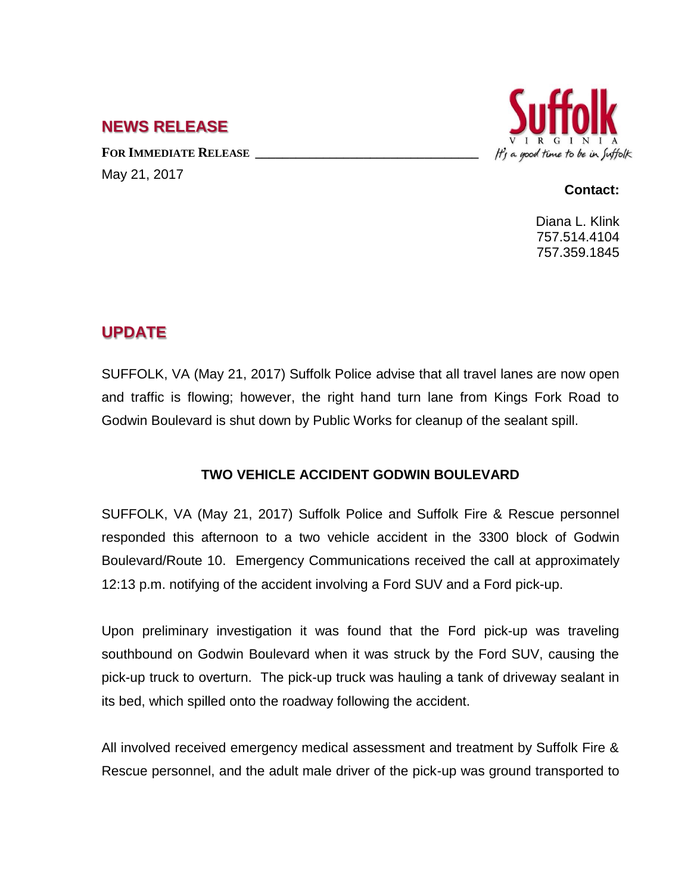## NEWS RELEASE

**FOR IMMEDIATE RELEASE**

May 21, 2017

Suffolk VIRGINIA *It's a good time to be in Suffolk*

**Contact:**

Diana L. Klink
757.514.4104
757.359.1845

## UPDATE

SUFFOLK, VA (May 21, 2017) Suffolk Police advise that all travel lanes are now open and traffic is flowing; however, the right hand turn lane from Kings Fork Road to Godwin Boulevard is shut down by Public Works for cleanup of the sealant spill.

**TWO VEHICLE ACCIDENT GODWIN BOULEVARD**

SUFFOLK, VA (May 21, 2017) Suffolk Police and Suffolk Fire & Rescue personnel responded this afternoon to a two vehicle accident in the 3300 block of Godwin Boulevard/Route 10. Emergency Communications received the call at approximately 12:13 p.m. notifying of the accident involving a Ford SUV and a Ford pick-up.

Upon preliminary investigation it was found that the Ford pick-up was traveling southbound on Godwin Boulevard when it was struck by the Ford SUV, causing the pick-up truck to overturn. The pick-up truck was hauling a tank of driveway sealant in its bed, which spilled onto the roadway following the accident.

All involved received emergency medical assessment and treatment by Suffolk Fire & Rescue personnel, and the adult male driver of the pick-up was ground transported to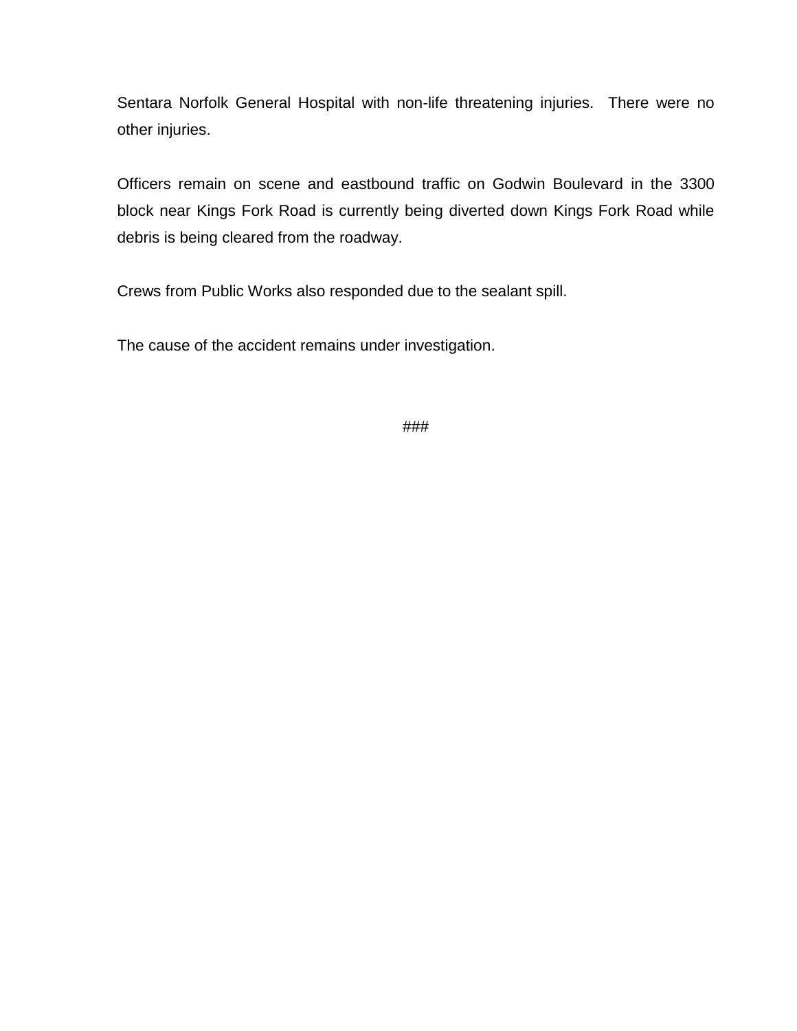Sentara Norfolk General Hospital with non-life threatening injuries. There were no other injuries.

Officers remain on scene and eastbound traffic on Godwin Boulevard in the 3300 block near Kings Fork Road is currently being diverted down Kings Fork Road while debris is being cleared from the roadway.

Crews from Public Works also responded due to the sealant spill.

The cause of the accident remains under investigation.

###